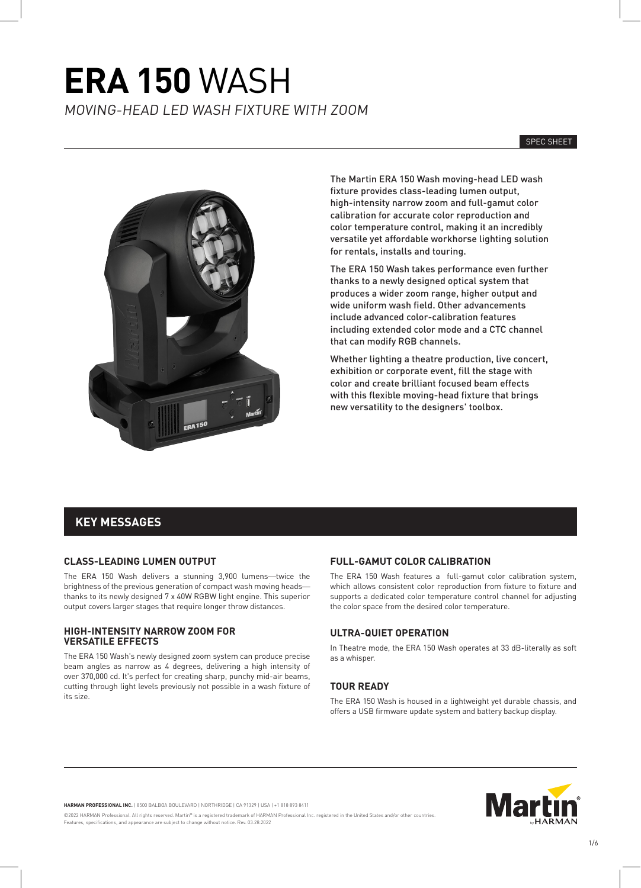# **ERA 150** WASH

*MOVING-HEAD LED WASH FIXTURE WITH ZOOM*

SPEC SHEET

The Martin ERA 150 Wash moving-head LED wash fixture provides class-leading lumen output, high-intensity narrow zoom and full-gamut color calibration for accurate color reproduction and color temperature control, making it an incredibly versatile yet affordable workhorse lighting solution for rentals, installs and touring.

The ERA 150 Wash takes performance even further thanks to a newly designed optical system that produces a wider zoom range, higher output and wide uniform wash field. Other advancements include advanced color-calibration features including extended color mode and a CTC channel that can modify RGB channels.

Whether lighting a theatre production, live concert, exhibition or corporate event, fill the stage with color and create brilliant focused beam effects with this flexible moving-head fixture that brings new versatility to the designers' toolbox.

## KEY MESSAGES

### CLASS-LEADING LUMEN OUTPUT

The ERA 150 Wash delivers a stunning 3,900 lumens—twice the brightness of the previous generation of compact wash moving heads—thanks to its newly designed 7 x 40W RGBW light engine. This superior output covers larger stages that require longer throw distances.

### HIGH-INTENSITY NARROW ZOOM FOR VERSATILE EFFECTS

The ERA 150 Wash's newly designed zoom system can produce precise beam angles as narrow as 4 degrees, delivering a high intensity of over 370,000 cd. It's perfect for creating sharp, punchy mid-air beams, cutting through light levels previously not possible in a wash fixture of its size.

### FULL-GAMUT COLOR CALIBRATION

The ERA 150 Wash features a full-gamut color calibration system, which allows consistent color reproduction from fixture to fixture and supports a dedicated color temperature control channel for adjusting the color space from the desired color temperature.

### ULTRA-QUIET OPERATION

In Theatre mode, the ERA 150 Wash operates at 33 dB-literally as soft as a whisper.

### TOUR READY

The ERA 150 Wash is housed in a lightweight yet durable chassis, and offers a USB firmware update system and battery backup display.

**HARMAN PROFESSIONAL INC.** | 8500 BALBOA BOULEVARD | NORTHRIDGE | CA 91329 | USA | +1 818 893 8411

©2022 HARMAN Professional. All rights reserved. Martin® is a registered trademark of HARMAN Professional Inc. registered in the United States and/or other countries.
Features, specifications, and appearance are subject to change without notice. Rev. 03.28.2022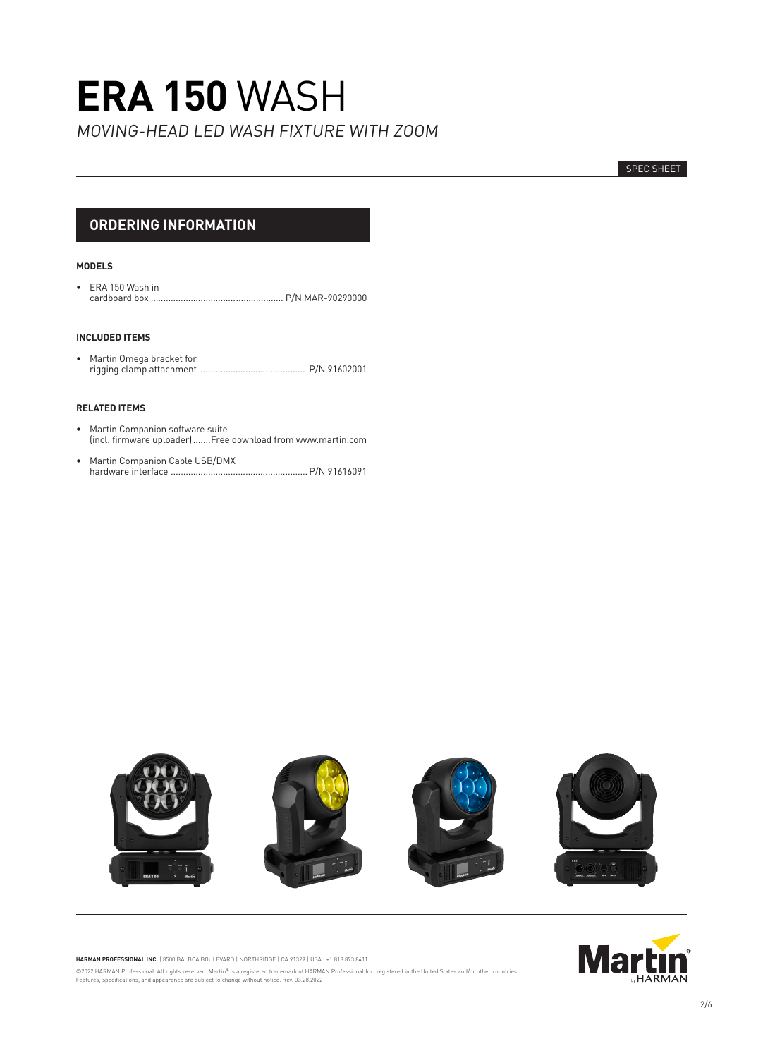# **ERA 150** WASH

*MOVING-HEAD LED WASH FIXTURE WITH ZOOM*

SPEC SHEET

## ORDERING INFORMATION

### MODELS

- ERA 150 Wash in cardboard box ..................................................... P/N MAR-90290000

### INCLUDED ITEMS

- Martin Omega bracket for rigging clamp attachment .......................................... P/N 91602001

### RELATED ITEMS

- Martin Companion software suite (incl. firmware uploader) .......Free download from www.martin.com
- Martin Companion Cable USB/DMX hardware interface ...................................................... P/N 91616091

**HARMAN PROFESSIONAL INC.** | 8500 BALBOA BOULEVARD | NORTHRIDGE | CA 91329 | USA | +1 818 893 8411

©2022 HARMAN Professional. All rights reserved. Martin® is a registered trademark of HARMAN Professional Inc. registered in the United States and/or other countries. Features, specifications, and appearance are subject to change without notice. Rev. 03.28.2022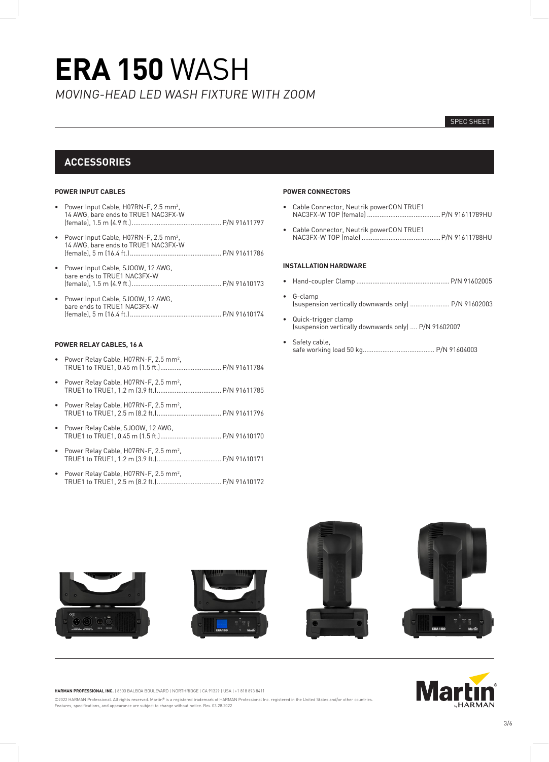# **ERA 150** WASH

*MOVING-HEAD LED WASH FIXTURE WITH ZOOM*

SPEC SHEET

## ACCESSORIES

### POWER INPUT CABLES

- Power Input Cable, H07RN-F, 2.5 mm², 14 AWG, bare ends to TRUE1 NAC3FX-W (female), 1.5 m (4.9 ft.) .......... P/N 91611797
- Power Input Cable, H07RN-F, 2.5 mm², 14 AWG, bare ends to TRUE1 NAC3FX-W (female), 5 m (16.4 ft.) .......... P/N 91611786
- Power Input Cable, SJOOW, 12 AWG, bare ends to TRUE1 NAC3FX-W (female), 1.5 m (4.9 ft.) .......... P/N 91610173
- Power Input Cable, SJOOW, 12 AWG, bare ends to TRUE1 NAC3FX-W (female), 5 m (16.4 ft.) .......... P/N 91610174

### POWER RELAY CABLES, 16 A

- Power Relay Cable, H07RN-F, 2.5 mm², TRUE1 to TRUE1, 0.45 m (1.5 ft.) .......... P/N 91611784
- Power Relay Cable, H07RN-F, 2.5 mm², TRUE1 to TRUE1, 1.2 m (3.9 ft.) .......... P/N 91611785
- Power Relay Cable, H07RN-F, 2.5 mm², TRUE1 to TRUE1, 2.5 m (8.2 ft.) .......... P/N 91611796
- Power Relay Cable, SJOOW, 12 AWG, TRUE1 to TRUE1, 0.45 m (1.5 ft.) .......... P/N 91610170
- Power Relay Cable, H07RN-F, 2.5 mm², TRUE1 to TRUE1, 1.2 m (3.9 ft.) .......... P/N 91610171
- Power Relay Cable, H07RN-F, 2.5 mm², TRUE1 to TRUE1, 2.5 m (8.2 ft.) .......... P/N 91610172

### POWER CONNECTORS

- Cable Connector, Neutrik powerCON TRUE1 NAC3FX-W TOP (female) .......... P/N 91611789HU
- Cable Connector, Neutrik powerCON TRUE1 NAC3FX-W TOP (male) .......... P/N 91611788HU

### INSTALLATION HARDWARE

- Hand-coupler Clamp .......... P/N 91602005
- G-clamp (suspension vertically downwards only) .......... P/N 91602003
- Quick-trigger clamp (suspension vertically downwards only) .... P/N 91602007
- Safety cable, safe working load 50 kg .......... P/N 91604003

**HARMAN PROFESSIONAL INC.** | 8500 BALBOA BOULEVARD | NORTHRIDGE | CA 91329 | USA | +1 818 893 8411

©2022 HARMAN Professional. All rights reserved. Martin® is a registered trademark of HARMAN Professional Inc. registered in the United States and/or other countries. Features, specifications, and appearance are subject to change without notice. Rev. 03.28.2022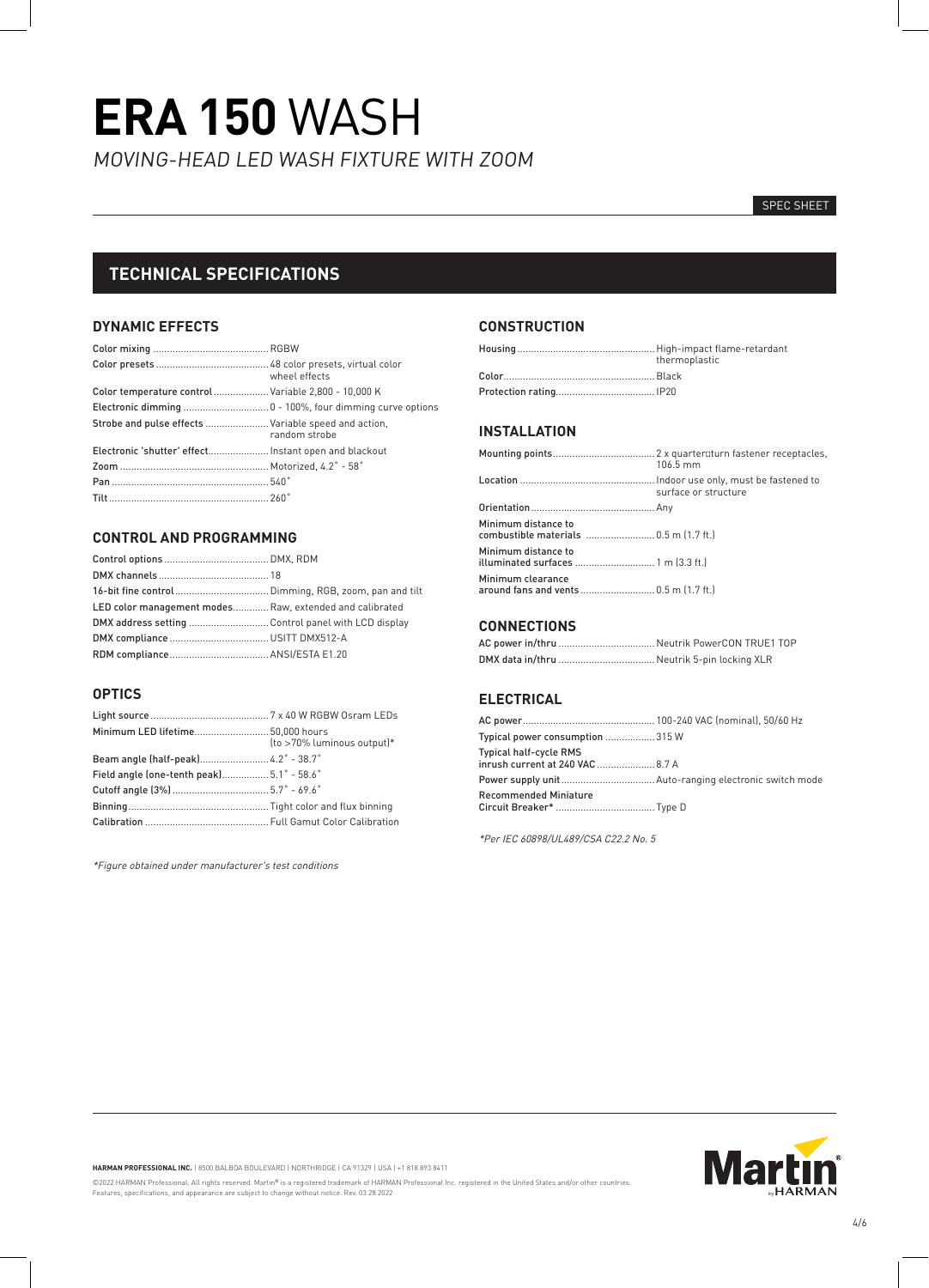# ERA 150 WASH

*MOVING-HEAD LED WASH FIXTURE WITH ZOOM*

SPEC SHEET

## TECHNICAL SPECIFICATIONS

### DYNAMIC EFFECTS

| | |
|---|---|
| Color mixing | RGBW |
| Color presets | 48 color presets, virtual color wheel effects |
| Color temperature control | Variable 2,800 - 10,000 K |
| Electronic dimming | 0 - 100%, four dimming curve options |
| Strobe and pulse effects | Variable speed and action, random strobe |
| Electronic 'shutter' effect | Instant open and blackout |
| Zoom | Motorized, 4.2˚ - 58˚ |
| Pan | 540˚ |
| Tilt | 260˚ |

### CONTROL AND PROGRAMMING

| | |
|---|---|
| Control options | DMX, RDM |
| DMX channels | 18 |
| 16-bit fine control | Dimming, RGB, zoom, pan and tilt |
| LED color management modes | Raw, extended and calibrated |
| DMX address setting | Control panel with LCD display |
| DMX compliance | USITT DMX512-A |
| RDM compliance | ANSI/ESTA E1.20 |

### OPTICS

| | |
|---|---|
| Light source | 7 x 40 W RGBW Osram LEDs |
| Minimum LED lifetime | 50,000 hours (to >70% luminous output)* |
| Beam angle (half-peak) | 4.2˚ - 38.7˚ |
| Field angle (one-tenth peak) | 5.1˚ - 58.6˚ |
| Cutoff angle (3%) | 5.7˚ - 69.6˚ |
| Binning | Tight color and flux binning |
| Calibration | Full Gamut Color Calibration |

*\*Figure obtained under manufacturer's test conditions*

### CONSTRUCTION

| | |
|---|---|
| Housing | High-impact flame-retardant thermoplastic |
| Color | Black |
| Protection rating | IP20 |

### INSTALLATION

| | |
|---|---|
| Mounting points | 2 x quarter-turn fastener receptacles, 106.5 mm |
| Location | Indoor use only, must be fastened to surface or structure |
| Orientation | Any |
| Minimum distance to combustible materials | 0.5 m (1.7 ft.) |
| Minimum distance to illuminated surfaces | 1 m (3.3 ft.) |
| Minimum clearance around fans and vents | 0.5 m (1.7 ft.) |

### CONNECTIONS

| | |
|---|---|
| AC power in/thru | Neutrik PowerCON TRUE1 TOP |
| DMX data in/thru | Neutrik 5-pin locking XLR |

### ELECTRICAL

| | |
|---|---|
| AC power | 100-240 VAC (nominal), 50/60 Hz |
| Typical power consumption | 315 W |
| Typical half-cycle RMS inrush current at 240 VAC | 8.7 A |
| Power supply unit | Auto-ranging electronic switch mode |
| Recommended Miniature Circuit Breaker* | Type D |

*\*Per IEC 60898/UL489/CSA C22.2 No. 5*

**HARMAN PROFESSIONAL INC.** | 8500 BALBOA BOULEVARD | NORTHRIDGE | CA 91329 | USA | +1 818 893 8411

©2022 HARMAN Professional. All rights reserved. Martin® is a registered trademark of HARMAN Professional Inc. registered in the United States and/or other countries. Features, specifications, and appearance are subject to change without notice. Rev. 03.28.2022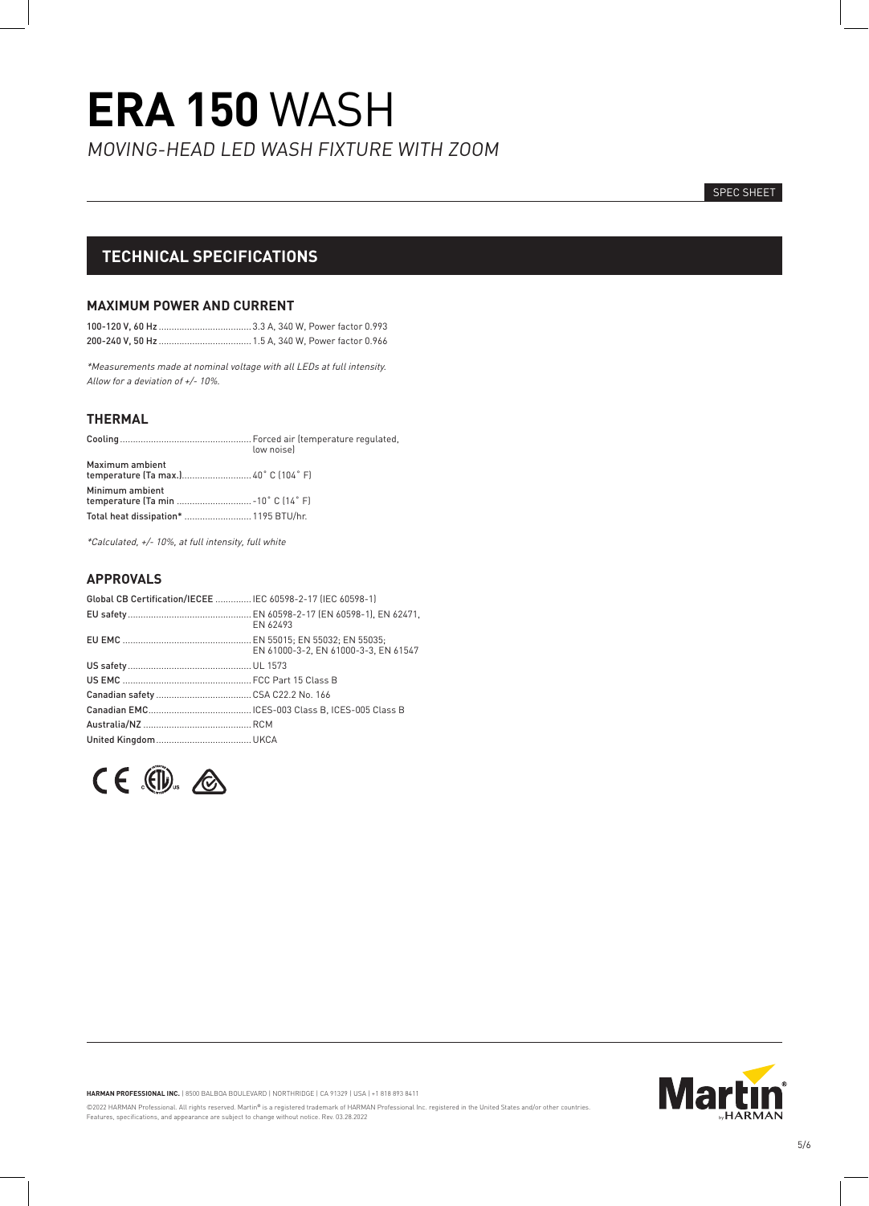# **ERA 150** WASH

*MOVING-HEAD LED WASH FIXTURE WITH ZOOM*

SPEC SHEET

## TECHNICAL SPECIFICATIONS

### MAXIMUM POWER AND CURRENT

100-120 V, 60 Hz .................................... 3.3 A, 340 W, Power factor 0.993
200-240 V, 50 Hz .................................... 1.5 A, 340 W, Power factor 0.966

*\*Measurements made at nominal voltage with all LEDs at full intensity. Allow for a deviation of +/- 10%.*

### THERMAL

Cooling .................................................. Forced air (temperature regulated, low noise)
Maximum ambient temperature (Ta max.) ........................... 40° C (104° F)
Minimum ambient temperature (Ta min ............................. -10° C (14° F)
Total heat dissipation* ......................... 1195 BTU/hr.

*\*Calculated, +/- 10%, at full intensity, full white*

### APPROVALS

Global CB Certification/IECEE .............. IEC 60598-2-17 (IEC 60598-1)
EU safety ................................................ EN 60598-2-17 (EN 60598-1), EN 62471, EN 62493
EU EMC .................................................. EN 55015; EN 55032; EN 55035; EN 61000-3-2, EN 61000-3-3, EN 61547
US safety ................................................ UL 1573
US EMC .................................................. FCC Part 15 Class B
Canadian safety ..................................... CSA C22.2 No. 166
Canadian EMC ........................................ ICES-003 Class B, ICES-005 Class B
Australia/NZ .......................................... RCM
United Kingdom ..................................... UKCA

**HARMAN PROFESSIONAL INC.** | 8500 BALBOA BOULEVARD | NORTHRIDGE | CA 91329 | USA | +1 818 893 8411

©2022 HARMAN Professional. All rights reserved. Martin® is a registered trademark of HARMAN Professional Inc. registered in the United States and/or other countries. Features, specifications, and appearance are subject to change without notice. Rev. 03.28.2022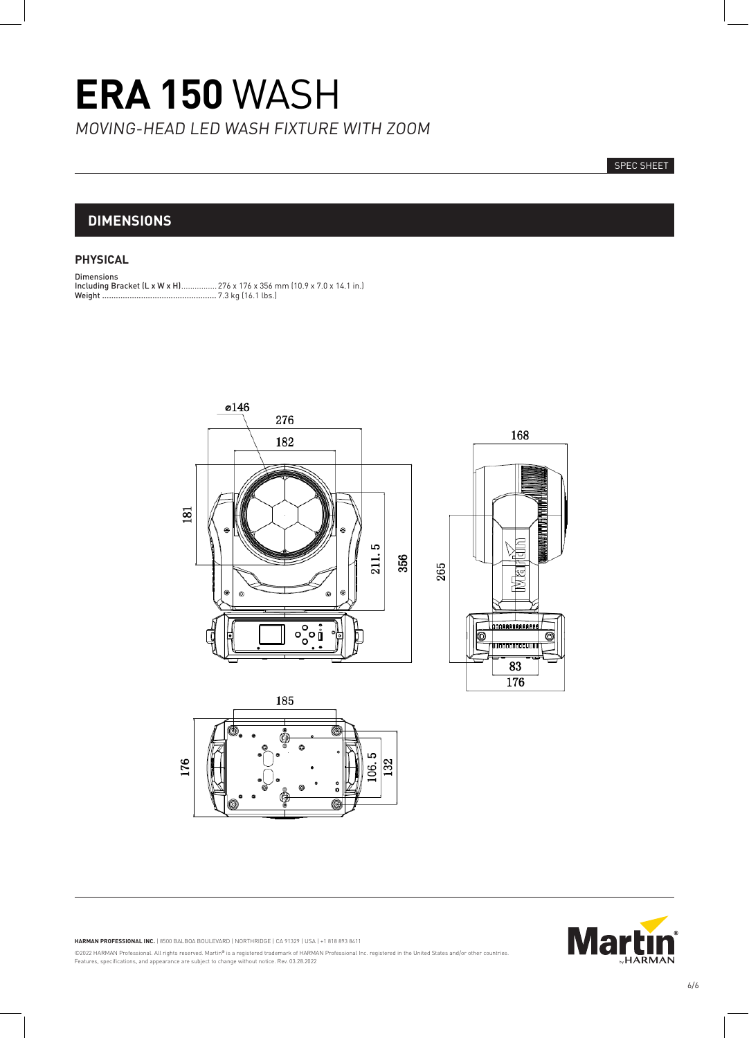# **ERA 150** WASH

*MOVING-HEAD LED WASH FIXTURE WITH ZOOM*

SPEC SHEET

## DIMENSIONS

### PHYSICAL

Dimensions
Including Bracket (L x W x H)................ 276 x 176 x 356 mm (10.9 x 7.0 x 14.1 in.)
Weight .................................................. 7.3 kg (16.1 lbs.)

ø146
276
182
181
211.5
356
168
265
83
176
185
176
106.5
132

**HARMAN PROFESSIONAL INC.** | 8500 BALBOA BOULEVARD | NORTHRIDGE | CA 91329 | USA | +1 818 893 8411

©2022 HARMAN Professional. All rights reserved. Martin® is a registered trademark of HARMAN Professional Inc. registered in the United States and/or other countries.
Features, specifications, and appearance are subject to change without notice. Rev. 03.28.2022